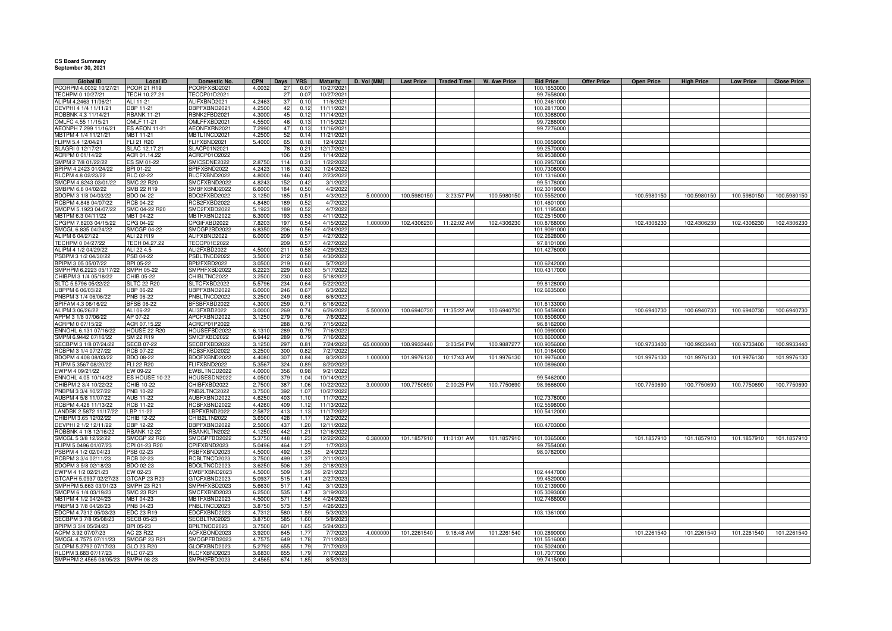**CS Board Summary**
**September 30, 2021**

| Global ID | Local ID | Domestic No. | CPN | Days | YRS | Maturity | D. Vol (MM) | Last Price | Traded Time | W. Ave Price | Bid Price | Offer Price | Open Price | High Price | Low Price | Close Price |
|---|---|---|---|---|---|---|---|---|---|---|---|---|---|---|---|---|
| PCORPM 4.0032 10/27/21 | PCOR 21 R19 | PCORFXBD2021 | 4.0032 | 27 | 0.07 | 10/27/2021 | | | | | 100.1653000 | | | | | |
| TECHPM 0 10/27/21 | TECH 10.27.21 | TECCP01D2021 | | 27 | 0.07 | 10/27/2021 | | | | | 99.7658000 | | | | | |
| ALIPM 4.2463 11/06/21 | ALI 11-21 | ALIFXBND2021 | 4.2463 | 37 | 0.10 | 11/6/2021 | | | | | 100.2461000 | | | | | |
| DEVPHI 4 1/4 11/11/21 | DBP 11-21 | DBPFXBND2021 | 4.2500 | 42 | 0.12 | 11/11/2021 | | | | | 100.2817000 | | | | | |
| ROBBNK 4.3 11/14/21 | RBANK 11-21 | RBNK2FBD2021 | 4.3000 | 45 | 0.12 | 11/14/2021 | | | | | 100.3088000 | | | | | |
| OMLFC 4.55 11/15/21 | OMLF 11-21 | OMLFFXBD2021 | 4.5500 | 46 | 0.13 | 11/15/2021 | | | | | 99.7286000 | | | | | |
| AEONPH 7.299 11/16/21 | ES AEON 11-21 | AEONFXRN2021 | 7.2990 | 47 | 0.13 | 11/16/2021 | | | | | 99.7276000 | | | | | |
| MBTPM 4 1/4 11/21/21 | MBT 11-21 | MBTLTNCD2021 | 4.2500 | 52 | 0.14 | 11/21/2021 | | | | | | | | | | |
| FLIPM 5.4 12/04/21 | FLI 21 R20 | FLIFXBND2021 | 5.4000 | 65 | 0.18 | 12/4/2021 | | | | | 100.0659000 | | | | | |
| SLAGRI 0 12/17/21 | SLAC 12.17.21 | SLACP01N2021 | | 78 | 0.21 | 12/17/2021 | | | | | 99.2570000 | | | | | |
| ACRPM 0 01/14/22 | ACR 01.14.22 | ACRCP01O2022 | | 106 | 0.29 | 1/14/2022 | | | | | 98.9538000 | | | | | |
| SMPM 2 7/8 01/22/22 | ES SM 01-22 | SMICSDNE2022 | 2.8750 | 114 | 0.31 | 1/22/2022 | | | | | 100.2957000 | | | | | |
| BPIPM 4.2423 01/24/22 | BPI 01-22 | BPIFXBND2022 | 4.2423 | 116 | 0.32 | 1/24/2022 | | | | | 100.7308000 | | | | | |
| RLCPM 4.8 02/23/22 | RLC 02-22 | RLCFXBND2022 | 4.8000 | 146 | 0.40 | 2/23/2022 | | | | | 101.1316000 | | | | | |
| SMCPM 4.8243 03/01/22 | SMC 22 R20 | SMCFXBND2022 | 4.8243 | 152 | 0.42 | 3/1/2022 | | | | | 99.5178000 | | | | | |
| SMBPM 6.6 04/02/22 | SMB 22 R19 | SMBFXBND2022 | 6.6000 | 184 | 0.50 | 4/2/2022 | | | | | 102.3019000 | | | | | |
| BDOPM 3 1/8 04/03/22 | BDO 04-22 | BDO2FXBD2022 | 3.1250 | 185 | 0.51 | 4/3/2022 | 5.000000 | 100.5980150 | 3:23:57 PM | 100.5980150 | 100.5552000 | | 100.5980150 | 100.5980150 | 100.5980150 | 100.5980150 |
| RCBPM 4.848 04/07/22 | RCB 04-22 | RCB2FXBD2022 | 4.8480 | 189 | 0.52 | 4/7/2022 | | | | | 101.4601000 | | | | | |
| SMCPM 5.1923 04/07/22 | SMC 04-22 R20 | SMC2FXBD2022 | 5.1923 | 189 | 0.52 | 4/7/2022 | | | | | 101.1195000 | | | | | |
| MBTPM 6.3 04/11/22 | MBT 04-22 | MBTFXBND2022 | 6.3000 | 193 | 0.53 | 4/11/2022 | | | | | 102.2515000 | | | | | |
| CPGPM 7.8203 04/15/22 | CPG 04-22 | CPGIFXBD2022 | 7.8203 | 197 | 0.54 | 4/15/2022 | 1.000000 | 102.4306230 | 11:22:02 AM | 102.4306230 | 100.8768000 | | 102.4306230 | 102.4306230 | 102.4306230 | 102.4306230 |
| SMCGL 6.835 04/24/22 | SMCGP 04-22 | SMCGP2BD2022 | 6.8350 | 206 | 0.56 | 4/24/2022 | | | | | 101.9091000 | | | | | |
| ALIPM 6 04/27/22 | ALI 22 R19 | ALIFXBND2022 | 6.0000 | 209 | 0.57 | 4/27/2022 | | | | | 102.2628000 | | | | | |
| TECHPM 0 04/27/22 | TECH 04.27.22 | TECCP01E2022 | | 209 | 0.57 | 4/27/2022 | | | | | 97.8101000 | | | | | |
| ALIPM 4 1/2 04/29/22 | ALI 22 4.5 | ALI2FXBD2022 | 4.5000 | 211 | 0.58 | 4/29/2022 | | | | | 101.4276000 | | | | | |
| PSBPM 3 1/2 04/30/22 | PSB 04-22 | PSBLTNCD2022 | 3.5000 | 212 | 0.58 | 4/30/2022 | | | | | | | | | | |
| BPIPM 3.05 05/07/22 | BPI 05-22 | BPI2FXBD2022 | 3.0500 | 219 | 0.60 | 5/7/2022 | | | | | 100.6242000 | | | | | |
| SMPHPM 6.2223 05/17/22 | SMPH 05-22 | SMPHFXBD2022 | 6.2223 | 229 | 0.63 | 5/17/2022 | | | | | 100.4317000 | | | | | |
| CHIBPM 3 1/4 05/18/22 | CHIB 05-22 | CHIBLTNC2022 | 3.2500 | 230 | 0.63 | 5/18/2022 | | | | | | | | | | |
| SLTC 5.5796 05/22/22 | SLTC 22 R20 | SLTCFXBD2022 | 5.5796 | 234 | 0.64 | 5/22/2022 | | | | | 99.8128000 | | | | | |
| UBPPM 6 06/03/22 | UBP 06-22 | UBPFXBND2022 | 6.0000 | 246 | 0.67 | 6/3/2022 | | | | | 102.6635000 | | | | | |
| PNBPM 3 1/4 06/06/22 | PNB 06-22 | PNBLTNCD2022 | 3.2500 | 249 | 0.68 | 6/6/2022 | | | | | | | | | | |
| BPIFAM 4.3 06/16/22 | BFSB 06-22 | BFSBFXBD2022 | 4.3000 | 259 | 0.71 | 6/16/2022 | | | | | 101.6133000 | | | | | |
| ALIPM 3 06/26/22 | ALI 06-22 | ALI3FXBD2022 | 3.0000 | 269 | 0.74 | 6/26/2022 | 5.500000 | 100.6940730 | 11:35:22 AM | 100.6940730 | 100.5459000 | | 100.6940730 | 100.6940730 | 100.6940730 | 100.6940730 |
| APPM 3 1/8 07/06/22 | AP 07-22 | APCFXBND2022 | 3.1250 | 279 | 0.76 | 7/6/2022 | | | | | 100.8506000 | | | | | |
| ACRPM 0 07/15/22 | ACR 07.15.22 | ACRCP01P2022 | | 288 | 0.79 | 7/15/2022 | | | | | 96.8162000 | | | | | |
| ENNOHL 6.131 07/16/22 | HOUSE 22 R20 | HOUSEFBD2022 | 6.1310 | 289 | 0.79 | 7/16/2022 | | | | | 100.0990000 | | | | | |
| SMPM 6.9442 07/16/22 | SM 22 R19 | SMICFXBD2022 | 6.9442 | 289 | 0.79 | 7/16/2022 | | | | | 103.8600000 | | | | | |
| SECBPM 3 1/8 07/24/22 | SECB 07-22 | SECBFXBD2022 | 3.1250 | 297 | 0.81 | 7/24/2022 | 65.000000 | 100.9933440 | 3:03:54 PM | 100.9887277 | 100.9056000 | | 100.9733400 | 100.9933440 | 100.9733400 | 100.9933440 |
| RCBPM 3 1/4 07/27/22 | RCB 07-22 | RCB3FXBD2022 | 3.2500 | 300 | 0.82 | 7/27/2022 | | | | | 101.0164000 | | | | | |
| BDOPM 4.408 08/03/22 | BDO 08-22 | BDOFXBND2022 | 4.4080 | 307 | 0.84 | 8/3/2022 | 1.000000 | 101.9976130 | 10:17:43 AM | 101.9976130 | 101.9976000 | | 101.9976130 | 101.9976130 | 101.9976130 | 101.9976130 |
| FLIPM 5.3567 08/20/22 | FLI 22 R20 | FLIFXBND2022 | 5.3567 | 324 | 0.89 | 8/20/2022 | | | | | 100.0896000 | | | | | |
| EWPM 4 09/21/22 | EW 09-22 | EWBLTNCD2022 | 4.0000 | 356 | 0.98 | 9/21/2022 | | | | | | | | | | |
| ENNOHL 4.05 10/14/22 | ES HOUSE 10-22 | HOUSESDN2022 | 4.0500 | 379 | 1.04 | 10/14/2022 | | | | | 99.5462000 | | | | | |
| CHIBPM 2 3/4 10/22/22 | CHIB 10-22 | CHIBFXBD2022 | 2.7500 | 387 | 1.06 | 10/22/2022 | 3.000000 | 100.7750690 | 2:00:25 PM | 100.7750690 | 98.9666000 | | 100.7750690 | 100.7750690 | 100.7750690 | 100.7750690 |
| PNBPM 3 3/4 10/27/22 | PNB 10-22 | PNB2LTNC2022 | 3.7500 | 392 | 1.07 | 10/27/2022 | | | | | | | | | | |
| AUBPM 4 5/8 11/07/22 | AUB 11-22 | AUBFXBND2022 | 4.6250 | 403 | 1.10 | 11/7/2022 | | | | | 102.7378000 | | | | | |
| RCBPM 4.426 11/13/22 | RCB 11-22 | RCBFXBND2022 | 4.4260 | 409 | 1.12 | 11/13/2022 | | | | | 102.5598000 | | | | | |
| LANDBK 2.5872 11/17/22 | LBP 11-22 | LBPFXBND2022 | 2.5872 | 413 | 1.13 | 11/17/2022 | | | | | 100.5412000 | | | | | |
| CHIBPM 3.65 12/02/22 | CHIB 12-22 | CHIB2LTN2022 | 3.6500 | 428 | 1.17 | 12/2/2022 | | | | | | | | | | |
| DEVPHI 2 1/2 12/11/22 | DBP 12-22 | DBPFXBND2022 | 2.5000 | 437 | 1.20 | 12/11/2022 | | | | | 100.4703000 | | | | | |
| ROBBNK 4 1/8 12/16/22 | RBANK 12-22 | RBANKLTN2022 | 4.1250 | 442 | 1.21 | 12/16/2022 | | | | | | | | | | |
| SMCGL 5 3/8 12/22/22 | SMCGP 22 R20 | SMCGPFBD2022 | 5.3750 | 448 | 1.23 | 12/22/2022 | 0.380000 | 101.1857910 | 11:01:01 AM | 101.1857910 | 101.0365000 | | 101.1857910 | 101.1857910 | 101.1857910 | 101.1857910 |
| FLIPM 5.0496 01/07/23 | CPI 01-23 R20 | CPIFXBND2023 | 5.0496 | 464 | 1.27 | 1/7/2023 | | | | | 99.7554000 | | | | | |
| PSBPM 4 1/2 02/04/23 | PSB 02-23 | PSBFXBND2023 | 4.5000 | 492 | 1.35 | 2/4/2023 | | | | | 98.0782000 | | | | | |
| RCBPM 3 3/4 02/11/23 | RCB 02-23 | RCBLTNCD2023 | 3.7500 | 499 | 1.37 | 2/11/2023 | | | | | | | | | | |
| BDOPM 3 5/8 02/18/23 | BDO 02-23 | BDOLTNCD2023 | 3.6250 | 506 | 1.39 | 2/18/2023 | | | | | | | | | | |
| EWPM 4 1/2 02/21/23 | EW 02-23 | EWBFXBND2023 | 4.5000 | 509 | 1.39 | 2/21/2023 | | | | | 102.4447000 | | | | | |
| GTCAPH 5.0937 02/27/23 | GTCAP 23 R20 | GTCFXBND2023 | 5.0937 | 515 | 1.41 | 2/27/2023 | | | | | 99.4520000 | | | | | |
| SMPHPM 5.663 03/01/23 | SMPH 23 R21 | SMPHFXBD2023 | 5.6630 | 517 | 1.42 | 3/1/2023 | | | | | 100.2139000 | | | | | |
| SMCPM 6 1/4 03/19/23 | SMC 23 R21 | SMCFXBND2023 | 6.2500 | 535 | 1.47 | 3/19/2023 | | | | | 105.3093000 | | | | | |
| MBTPM 4 1/2 04/24/23 | MBT 04-23 | MBTFXBND2023 | 4.5000 | 571 | 1.56 | 4/24/2023 | | | | | 102.7466000 | | | | | |
| PNBPM 3 7/8 04/26/23 | PNB 04-23 | PNBLTNCD2023 | 3.8750 | 573 | 1.57 | 4/26/2023 | | | | | | | | | | |
| EDCPM 4.7312 05/03/23 | EDC 23 R19 | EDCFXBND2023 | 4.7312 | 580 | 1.59 | 5/3/2023 | | | | | 103.1361000 | | | | | |
| SECBPM 3 7/8 05/08/23 | SECB 05-23 | SECBLTNC2023 | 3.8750 | 585 | 1.60 | 5/8/2023 | | | | | | | | | | |
| BPIPM 3 3/4 05/24/23 | BPI 05-23 | BPILTNCD2023 | 3.7500 | 601 | 1.65 | 5/24/2023 | | | | | | | | | | |
| ACPM 3.92 07/07/23 | AC 23 R22 | ACFXBOND2023 | 3.9200 | 645 | 1.77 | 7/7/2023 | 4.000000 | 101.2261540 | 9:18:48 AM | 101.2261540 | 100.2890000 | | 101.2261540 | 101.2261540 | 101.2261540 | 101.2261540 |
| SMCGL 4.7575 07/11/23 | SMCGP 23 R21 | SMCGPFBD2023 | 4.7575 | 649 | 1.78 | 7/11/2023 | | | | | 101.5516000 | | | | | |
| GLOPM 5.2792 07/17/23 | GLO 23 R20 | GLOFXBND2023 | 5.2792 | 655 | 1.79 | 7/17/2023 | | | | | 104.5024000 | | | | | |
| RLCPM 3.683 07/17/23 | RLC 07-23 | RLCFXBND2023 | 3.6830 | 655 | 1.79 | 7/17/2023 | | | | | 101.7077000 | | | | | |
| SMPHPM 2.4565 08/05/23 | SMPH 08-23 | SMPH2FBD2023 | 2.4565 | 674 | 1.85 | 8/5/2023 | | | | | 99.7415000 | | | | | |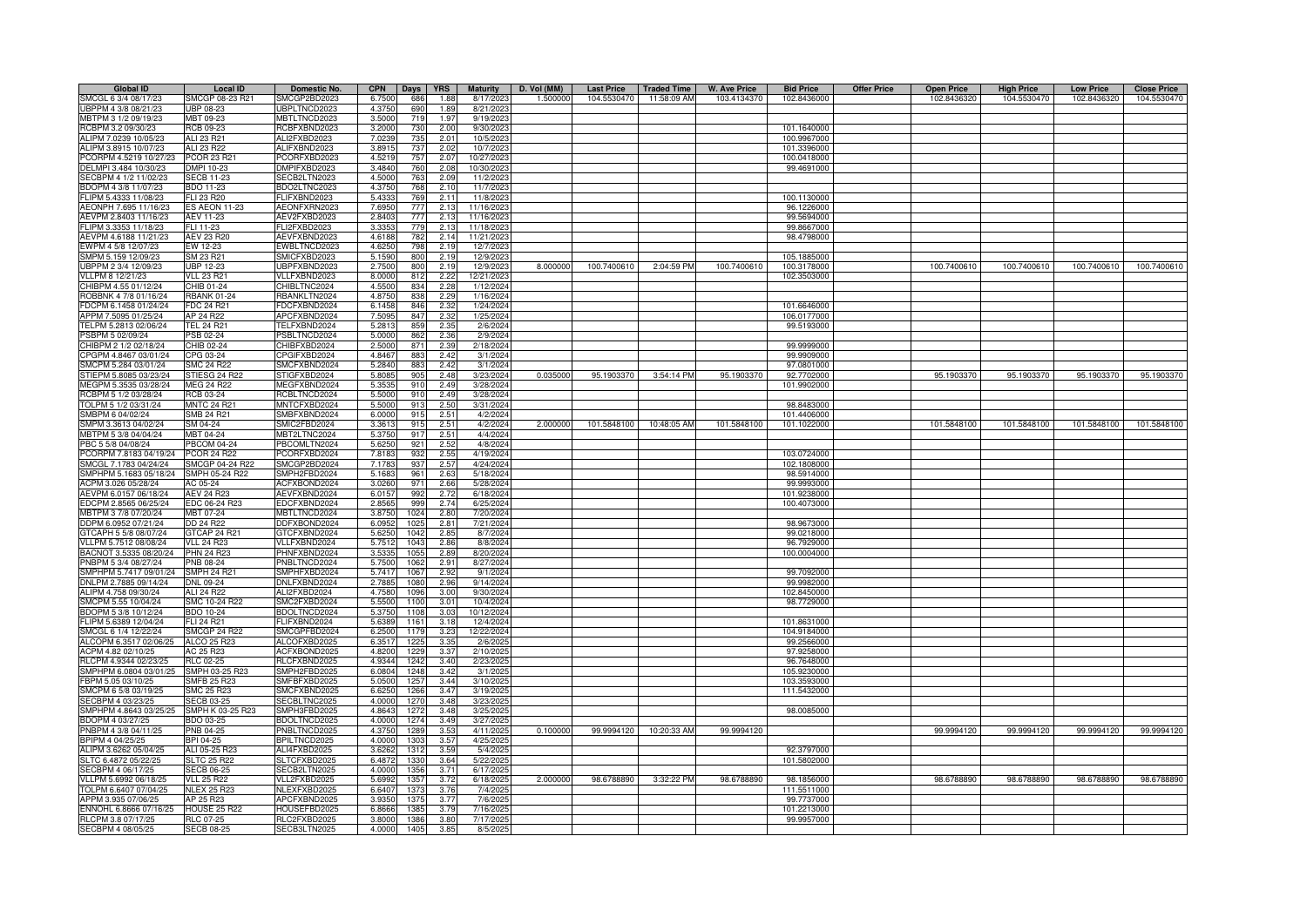| Global ID | Local ID | Domestic No. | CPN | Days | YRS | Maturity | D. Vol (MM) | Last Price | Traded Time | W. Ave Price | Bid Price | Offer Price | Open Price | High Price | Low Price | Close Price |
|---|---|---|---|---|---|---|---|---|---|---|---|---|---|---|---|---|
| SMCGL 6 3/4 08/17/23 | SMCGP 08-23 R21 | SMCGP2BD2023 | 6.7500 | 686 | 1.88 | 8/17/2023 | 1.500000 | 104.5530470 | 11:58:09 AM | 103.4134370 | 102.8436000 | | 102.8436320 | 104.5530470 | 102.8436320 | 104.5530470 |
| UBPPM 4 3/8 08/21/23 | UBP 08-23 | UBPLTNCD2023 | 4.3750 | 690 | 1.89 | 8/21/2023 | | | | | | | | | | |
| MBTPM 3 1/2 09/19/23 | MBT 09-23 | MBTLTNCD2023 | 3.5000 | 719 | 1.97 | 9/19/2023 | | | | | | | | | | |
| RCBPM 3.2 09/30/23 | RCB 09-23 | RCBFXBND2023 | 3.2000 | 730 | 2.00 | 9/30/2023 | | | | | 101.1640000 | | | | | |
| ALIPM 7.0239 10/05/23 | ALI 23 R21 | ALI2FXBD2023 | 7.0239 | 735 | 2.01 | 10/5/2023 | | | | | 100.9967000 | | | | | |
| ALIPM 3.8915 10/07/23 | ALI 23 R22 | ALIFXBND2023 | 3.8915 | 737 | 2.02 | 10/7/2023 | | | | | 101.3396000 | | | | | |
| PCORPM 4.5219 10/27/23 | PCOR 23 R21 | PCORFXBD2023 | 4.5219 | 757 | 2.07 | 10/27/2023 | | | | | 100.0418000 | | | | | |
| DELMPI 3.484 10/30/23 | DMPI 10-23 | DMPIFXBD2023 | 3.4840 | 760 | 2.08 | 10/30/2023 | | | | | 99.4691000 | | | | | |
| SECBPM 4 1/2 11/02/23 | SECB 11-23 | SECB2LTN2023 | 4.5000 | 763 | 2.09 | 11/2/2023 | | | | | | | | | | |
| BDOPM 4 3/8 11/07/23 | BDO 11-23 | BDO2LTNC2023 | 4.3750 | 768 | 2.10 | 11/7/2023 | | | | | | | | | | |
| FLIPM 5.4333 11/08/23 | FLI 23 R20 | FLIFXBND2023 | 5.4333 | 769 | 2.11 | 11/8/2023 | | | | | 100.1130000 | | | | | |
| AEONPH 7.695 11/16/23 | ES AEON 11-23 | AEONFXRN2023 | 7.6950 | 777 | 2.13 | 11/16/2023 | | | | | 96.1226000 | | | | | |
| AEVPM 2.8403 11/16/23 | AEV 11-23 | AEV2FXBD2023 | 2.8403 | 777 | 2.13 | 11/16/2023 | | | | | 99.5694000 | | | | | |
| FLIPM 3.3353 11/18/23 | FLI 11-23 | FLI2FXBD2023 | 3.3353 | 779 | 2.13 | 11/18/2023 | | | | | 99.8667000 | | | | | |
| AEVPM 4.6188 11/21/23 | AEV 23 R20 | AEVFXBND2023 | 4.6188 | 782 | 2.14 | 11/21/2023 | | | | | 98.4798000 | | | | | |
| EWPM 4 5/8 12/07/23 | EW 12-23 | EWBLTNCD2023 | 4.6250 | 798 | 2.19 | 12/7/2023 | | | | | | | | | | |
| SMPM 5.159 12/09/23 | SM 23 R21 | SMICFXBD2023 | 5.1590 | 800 | 2.19 | 12/9/2023 | | | | | 105.1885000 | | | | | |
| UBPPM 2 3/4 12/09/23 | UBP 12-23 | UBPFXBND2023 | 2.7500 | 800 | 2.19 | 12/9/2023 | 8.000000 | 100.7400610 | 2:04:59 PM | 100.7400610 | 100.3178000 | | 100.7400610 | 100.7400610 | 100.7400610 | 100.7400610 |
| VLLPM 8 12/21/23 | VLL 23 R21 | VLLFXBND2023 | 8.0000 | 812 | 2.22 | 12/21/2023 | | | | | 102.3503000 | | | | | |
| CHIBPM 4.55 01/12/24 | CHIB 01-24 | CHIBLTNC2024 | 4.5500 | 834 | 2.28 | 1/12/2024 | | | | | | | | | | |
| ROBBNK 4 7/8 01/16/24 | RBANK 01-24 | RBANKLTN2024 | 4.8750 | 838 | 2.29 | 1/16/2024 | | | | | | | | | | |
| FDCPM 6.1458 01/24/24 | FDC 24 R21 | FDCFXBND2024 | 6.1458 | 846 | 2.32 | 1/24/2024 | | | | | 101.6646000 | | | | | |
| APPM 7.5095 01/25/24 | AP 24 R22 | APCFXBND2024 | 7.5095 | 847 | 2.32 | 1/25/2024 | | | | | 106.0177000 | | | | | |
| TELPM 5.2813 02/06/24 | TEL 24 R21 | TELFXBND2024 | 5.2813 | 859 | 2.35 | 2/6/2024 | | | | | 99.5193000 | | | | | |
| PSBPM 5 02/09/24 | PSB 02-24 | PSBLTNCD2024 | 5.0000 | 862 | 2.36 | 2/9/2024 | | | | | | | | | | |
| CHIBPM 2 1/2 02/18/24 | CHIB 02-24 | CHIBFXBD2024 | 2.5000 | 871 | 2.39 | 2/18/2024 | | | | | 99.9999000 | | | | | |
| CPGPM 4.8467 03/01/24 | CPG 03-24 | CPGIFXBD2024 | 4.8467 | 883 | 2.42 | 3/1/2024 | | | | | 99.9909000 | | | | | |
| SMCPM 5.284 03/01/24 | SMC 24 R22 | SMCFXBND2024 | 5.2840 | 883 | 2.42 | 3/1/2024 | | | | | 97.0801000 | | | | | |
| STIEPM 5.8085 03/23/24 | STIESG 24 R22 | STIGFXBD2024 | 5.8085 | 905 | 2.48 | 3/23/2024 | 0.035000 | 95.1903370 | 3:54:14 PM | 95.1903370 | 92.7702000 | | 95.1903370 | 95.1903370 | 95.1903370 | 95.1903370 |
| MEGPM 5.3535 03/28/24 | MEG 24 R22 | MEGFXBND2024 | 5.3535 | 910 | 2.49 | 3/28/2024 | | | | | 101.9902000 | | | | | |
| RCBPM 5 1/2 03/28/24 | RCB 03-24 | RCBLTNCD2024 | 5.5000 | 910 | 2.49 | 3/28/2024 | | | | | | | | | | |
| TOLPM 5 1/2 03/31/24 | MNTC 24 R21 | MNTCFXBD2024 | 5.5000 | 913 | 2.50 | 3/31/2024 | | | | | 98.8483000 | | | | | |
| SMBPM 6 04/02/24 | SMB 24 R21 | SMBFXBND2024 | 6.0000 | 915 | 2.51 | 4/2/2024 | | | | | 101.4406000 | | | | | |
| SMPM 3.3613 04/02/24 | SM 04-24 | SMIC2FBD2024 | 3.3613 | 915 | 2.51 | 4/2/2024 | 2.000000 | 101.5848100 | 10:48:05 AM | 101.5848100 | 101.1022000 | | 101.5848100 | 101.5848100 | 101.5848100 | 101.5848100 |
| MBTPM 5 3/8 04/04/24 | MBT 04-24 | MBT2LTNC2024 | 5.3750 | 917 | 2.51 | 4/4/2024 | | | | | | | | | | |
| PBC 5 5/8 04/08/24 | PBCOM 04-24 | PBCOMLTN2024 | 5.6250 | 921 | 2.52 | 4/8/2024 | | | | | | | | | | |
| PCORPM 7.8183 04/19/24 | PCOR 24 R22 | PCORFXBD2024 | 7.8183 | 932 | 2.55 | 4/19/2024 | | | | | 103.0724000 | | | | | |
| SMCGL 7.1783 04/24/24 | SMCGP 04-24 R22 | SMCGP2BD2024 | 7.1783 | 937 | 2.57 | 4/24/2024 | | | | | 102.1808000 | | | | | |
| SMPHPM 5.1683 05/18/24 | SMPH 05-24 R22 | SMPH2FBD2024 | 5.1683 | 961 | 2.63 | 5/18/2024 | | | | | 98.5914000 | | | | | |
| ACPM 3.026 05/28/24 | AC 05-24 | ACFXBOND2024 | 3.0260 | 971 | 2.66 | 5/28/2024 | | | | | 99.9993000 | | | | | |
| AEVPM 6.0157 06/18/24 | AEV 24 R23 | AEVFXBND2024 | 6.0157 | 992 | 2.72 | 6/18/2024 | | | | | 101.9238000 | | | | | |
| EDCPM 2.8565 06/25/24 | EDC 06-24 R23 | EDCFXBND2024 | 2.8565 | 999 | 2.74 | 6/25/2024 | | | | | 100.4073000 | | | | | |
| MBTPM 3 7/8 07/20/24 | MBT 07-24 | MBTLTNCD2024 | 3.8750 | 1024 | 2.80 | 7/20/2024 | | | | | | | | | | |
| DDPM 6.0952 07/21/24 | DD 24 R22 | DDFXBOND2024 | 6.0952 | 1025 | 2.81 | 7/21/2024 | | | | | 98.9673000 | | | | | |
| GTCAPH 5 5/8 08/07/24 | GTCAP 24 R21 | GTCFXBND2024 | 5.6250 | 1042 | 2.85 | 8/7/2024 | | | | | 99.0218000 | | | | | |
| VLLPM 5.7512 08/08/24 | VLL 24 R23 | VLLFXBND2024 | 5.7512 | 1043 | 2.86 | 8/8/2024 | | | | | 96.7929000 | | | | | |
| BACNOT 3.5335 08/20/24 | PHN 24 R23 | PHNFXBND2024 | 3.5335 | 1055 | 2.89 | 8/20/2024 | | | | | 100.0004000 | | | | | |
| PNBPM 5 3/4 08/27/24 | PNB 08-24 | PNBLTNCD2024 | 5.7500 | 1062 | 2.91 | 8/27/2024 | | | | | | | | | | |
| SMPHPM 5.7417 09/01/24 | SMPH 24 R21 | SMPHFXBD2024 | 5.7417 | 1067 | 2.92 | 9/1/2024 | | | | | 99.7092000 | | | | | |
| DNLPM 2.7885 09/14/24 | DNL 09-24 | DNLFXBND2024 | 2.7885 | 1080 | 2.96 | 9/14/2024 | | | | | 99.9982000 | | | | | |
| ALIPM 4.758 09/30/24 | ALI 24 R22 | ALI2FXBD2024 | 4.7580 | 1096 | 3.00 | 9/30/2024 | | | | | 102.8450000 | | | | | |
| SMCPM 5.55 10/04/24 | SMC 10-24 R22 | SMC2FXBD2024 | 5.5500 | 1100 | 3.01 | 10/4/2024 | | | | | 98.7729000 | | | | | |
| BDOPM 5 3/8 10/12/24 | BDO 10-24 | BDOLTNCD2024 | 5.3750 | 1108 | 3.03 | 10/12/2024 | | | | | | | | | | |
| FLIPM 5.6389 12/04/24 | FLI 24 R21 | FLIFXBND2024 | 5.6389 | 1161 | 3.18 | 12/4/2024 | | | | | 101.8631000 | | | | | |
| SMCGL 6 1/4 12/22/24 | SMCGP 24 R22 | SMCGPFBD2024 | 6.2500 | 1179 | 3.23 | 12/22/2024 | | | | | 104.9184000 | | | | | |
| ALCOPM 6.3517 02/06/25 | ALCO 25 R23 | ALCOFXBD2025 | 6.3517 | 1225 | 3.35 | 2/6/2025 | | | | | 99.2566000 | | | | | |
| ACPM 4.82 02/10/25 | AC 25 R23 | ACFXBOND2025 | 4.8200 | 1229 | 3.37 | 2/10/2025 | | | | | 97.9258000 | | | | | |
| RLCPM 4.9344 02/23/25 | RLC 02-25 | RLCFXBND2025 | 4.9344 | 1242 | 3.40 | 2/23/2025 | | | | | 96.7648000 | | | | | |
| SMPHPM 6.0804 03/01/25 | SMPH 03-25 R23 | SMPH2FBD2025 | 6.0804 | 1248 | 3.42 | 3/1/2025 | | | | | 105.9230000 | | | | | |
| FBPM 5.05 03/10/25 | SMFB 25 R23 | SMFBFXBD2025 | 5.0500 | 1257 | 3.44 | 3/10/2025 | | | | | 103.3593000 | | | | | |
| SMCPM 6 5/8 03/19/25 | SMC 25 R23 | SMCFXBND2025 | 6.6250 | 1266 | 3.47 | 3/19/2025 | | | | | 111.5432000 | | | | | |
| SECBPM 4 03/23/25 | SECB 03-25 | SECBLTNC2025 | 4.0000 | 1270 | 3.48 | 3/23/2025 | | | | | | | | | | |
| SMPHPM 4.8643 03/25/25 | SMPH K 03-25 R23 | SMPH3FBD2025 | 4.8643 | 1272 | 3.48 | 3/25/2025 | | | | | 98.0085000 | | | | | |
| BDOPM 4 03/27/25 | BDO 03-25 | BDOLTNCD2025 | 4.0000 | 1274 | 3.49 | 3/27/2025 | | | | | | | | | | |
| PNBPM 4 3/8 04/11/25 | PNB 04-25 | PNBLTNCD2025 | 4.3750 | 1289 | 3.53 | 4/11/2025 | 0.100000 | 99.9994120 | 10:20:33 AM | 99.9994120 | | | 99.9994120 | 99.9994120 | 99.9994120 | 99.9994120 |
| BPIPM 4 04/25/25 | BPI 04-25 | BPILTNCD2025 | 4.0000 | 1303 | 3.57 | 4/25/2025 | | | | | | | | | | |
| ALIPM 3.6262 05/04/25 | ALI 05-25 R23 | ALI4FXBD2025 | 3.6262 | 1312 | 3.59 | 5/4/2025 | | | | | 92.3797000 | | | | | |
| SLTC 6.4872 05/22/25 | SLTC 25 R22 | SLTCFXBD2025 | 6.4872 | 1330 | 3.64 | 5/22/2025 | | | | | 101.5802000 | | | | | |
| SECBPM 4 06/17/25 | SECB 06-25 | SECB2LTN2025 | 4.0000 | 1356 | 3.71 | 6/17/2025 | | | | | | | | | | |
| VLLPM 5.6992 06/18/25 | VLL 25 R22 | VLL2FXBD2025 | 5.6992 | 1357 | 3.72 | 6/18/2025 | 2.000000 | 98.6788890 | 3:32:22 PM | 98.6788890 | 98.1856000 | | 98.6788890 | 98.6788890 | 98.6788890 | 98.6788890 |
| TOLPM 6.6407 07/04/25 | NLEX 25 R23 | NLEXFXBD2025 | 6.6407 | 1373 | 3.76 | 7/4/2025 | | | | | 111.5511000 | | | | | |
| APPM 3.935 07/06/25 | AP 25 R23 | APCFXBND2025 | 3.9350 | 1375 | 3.77 | 7/6/2025 | | | | | 99.7737000 | | | | | |
| ENNOHL 6.8666 07/16/25 | HOUSE 25 R22 | HOUSEFBD2025 | 6.8666 | 1385 | 3.79 | 7/16/2025 | | | | | 101.2213000 | | | | | |
| RLCPM 3.8 07/17/25 | RLC 07-25 | RLC2FXBD2025 | 3.8000 | 1386 | 3.80 | 7/17/2025 | | | | | 99.9957000 | | | | | |
| SECBPM 4 08/05/25 | SECB 08-25 | SECB3LTN2025 | 4.0000 | 1405 | 3.85 | 8/5/2025 | | | | | | | | | | |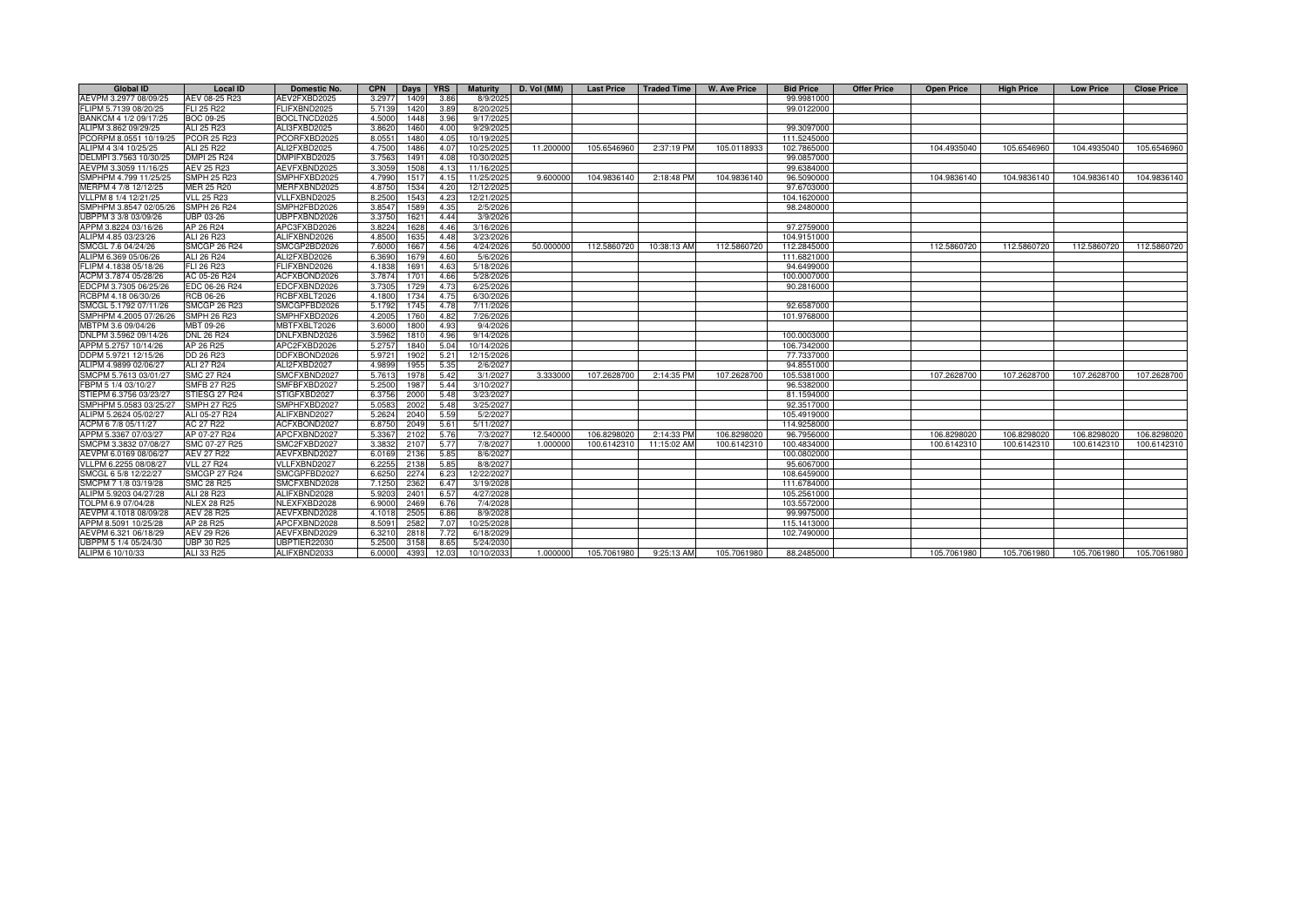| Global ID | Local ID | Domestic No. | CPN | Days | YRS | Maturity | D. Vol (MM) | Last Price | Traded Time | W. Ave Price | Bid Price | Offer Price | Open Price | High Price | Low Price | Close Price |
|---|---|---|---|---|---|---|---|---|---|---|---|---|---|---|---|---|
| AEVPM 3.2977 08/09/25 | AEV 08-25 R23 | AEV2FXBD2025 | 3.2977 | 1409 | 3.86 | 8/9/2025 | | | | | 99.9981000 | | | | | |
| FLIPM 5.7139 08/20/25 | FLI 25 R22 | FLIFXBND2025 | 5.7139 | 1420 | 3.89 | 8/20/2025 | | | | | 99.0122000 | | | | | |
| BANKCM 4 1/2 09/17/25 | BOC 09-25 | BOCLTNCD2025 | 4.5000 | 1448 | 3.96 | 9/17/2025 | | | | | | | | | | |
| ALIPM 3.862 09/29/25 | ALI 25 R23 | ALI3FXBD2025 | 3.8620 | 1460 | 4.00 | 9/29/2025 | | | | | 99.3097000 | | | | | |
| PCORPM 8.0551 10/19/25 | PCOR 25 R23 | PCORFXBD2025 | 8.0551 | 1480 | 4.05 | 10/19/2025 | | | | | 111.5245000 | | | | | |
| ALIPM 4 3/4 10/25/25 | ALI 25 R22 | ALI2FXBD2025 | 4.7500 | 1486 | 4.07 | 10/25/2025 | 11.200000 | 105.6546960 | 2:37:19 PM | 105.0118933 | 102.7865000 | | 104.4935040 | 105.6546960 | 104.4935040 | 105.6546960 |
| DELMPI 3.7563 10/30/25 | DMPI 25 R24 | DMPIFXBD2025 | 3.7563 | 1491 | 4.08 | 10/30/2025 | | | | | 99.0857000 | | | | | |
| AEVPM 3.3059 11/16/25 | AEV 25 R23 | AEVFXBND2025 | 3.3059 | 1508 | 4.13 | 11/16/2025 | | | | | 99.6384000 | | | | | |
| SMPHPM 4.799 11/25/25 | SMPH 25 R23 | SMPHFXBD2025 | 4.7990 | 1517 | 4.15 | 11/25/2025 | 9.600000 | 104.9836140 | 2:18:48 PM | 104.9836140 | 96.5090000 | | 104.9836140 | 104.9836140 | 104.9836140 | 104.9836140 |
| MERPM 4 7/8 12/12/25 | MER 25 R20 | MERFXBND2025 | 4.8750 | 1534 | 4.20 | 12/12/2025 | | | | | 97.6703000 | | | | | |
| VLLPM 8 1/4 12/21/25 | VLL 25 R23 | VLLFXBND2025 | 8.2500 | 1543 | 4.23 | 12/21/2025 | | | | | 104.1620000 | | | | | |
| SMPHPM 3.8547 02/05/26 | SMPH 26 R24 | SMPH2FBD2026 | 3.8547 | 1589 | 4.35 | 2/5/2026 | | | | | 98.2480000 | | | | | |
| UBPPM 3 3/8 03/09/26 | UBP 03-26 | UBPFXBND2026 | 3.3750 | 1621 | 4.44 | 3/9/2026 | | | | | | | | | | |
| APPM 3.8224 03/16/26 | AP 26 R24 | APC3FXBD2026 | 3.8224 | 1628 | 4.46 | 3/16/2026 | | | | | 97.2759000 | | | | | |
| ALIPM 4.85 03/23/26 | ALI 26 R23 | ALIFXBND2026 | 4.8500 | 1635 | 4.48 | 3/23/2026 | | | | | 104.9151000 | | | | | |
| SMCGL 7.6 04/24/26 | SMCGP 26 R24 | SMCGP2BD2026 | 7.6000 | 1667 | 4.56 | 4/24/2026 | 50.000000 | 112.5860720 | 10:38:13 AM | 112.5860720 | 112.2845000 | | 112.5860720 | 112.5860720 | 112.5860720 | 112.5860720 |
| ALIPM 6.369 05/06/26 | ALI 26 R24 | ALI2FXBD2026 | 6.3690 | 1679 | 4.60 | 5/6/2026 | | | | | 111.6821000 | | | | | |
| FLIPM 4.1838 05/18/26 | FLI 26 R23 | FLIFXBND2026 | 4.1838 | 1691 | 4.63 | 5/18/2026 | | | | | 94.6499000 | | | | | |
| ACPM 3.7874 05/28/26 | AC 05-26 R24 | ACFXBOND2026 | 3.7874 | 1701 | 4.66 | 5/28/2026 | | | | | 100.0007000 | | | | | |
| EDCPM 3.7305 06/25/26 | EDC 06-26 R24 | EDCFXBND2026 | 3.7305 | 1729 | 4.73 | 6/25/2026 | | | | | 90.2816000 | | | | | |
| RCBPM 4.18 06/30/26 | RCB 06-26 | RCBFXBLT2026 | 4.1800 | 1734 | 4.75 | 6/30/2026 | | | | | | | | | | |
| SMCGL 5.1792 07/11/26 | SMCGP 26 R23 | SMCGPFBD2026 | 5.1792 | 1745 | 4.78 | 7/11/2026 | | | | | 92.6587000 | | | | | |
| SMPHPM 4.2005 07/26/26 | SMPH 26 R23 | SMPHFXBD2026 | 4.2005 | 1760 | 4.82 | 7/26/2026 | | | | | 101.9768000 | | | | | |
| MBTPM 3.6 09/04/26 | MBT 09-26 | MBTFXBLT2026 | 3.6000 | 1800 | 4.93 | 9/4/2026 | | | | | | | | | | |
| DNLPM 3.5962 09/14/26 | DNL 26 R24 | DNLFXBND2026 | 3.5962 | 1810 | 4.96 | 9/14/2026 | | | | | 100.0003000 | | | | | |
| APPM 5.2757 10/14/26 | AP 26 R25 | APC2FXBD2026 | 5.2757 | 1840 | 5.04 | 10/14/2026 | | | | | 106.7342000 | | | | | |
| DDPM 5.9721 12/15/26 | DD 26 R23 | DDFXBOND2026 | 5.9721 | 1902 | 5.21 | 12/15/2026 | | | | | 77.7337000 | | | | | |
| ALIPM 4.9899 02/06/27 | ALI 27 R24 | ALI2FXBD2027 | 4.9899 | 1955 | 5.35 | 2/6/2027 | | | | | 94.8551000 | | | | | |
| SMCPM 5.7613 03/01/27 | SMC 27 R24 | SMCFXBND2027 | 5.7613 | 1978 | 5.42 | 3/1/2027 | 3.333000 | 107.2628700 | 2:14:35 PM | 107.2628700 | 105.5381000 | | 107.2628700 | 107.2628700 | 107.2628700 | 107.2628700 |
| FBPM 5 1/4 03/10/27 | SMFB 27 R25 | SMFBFXBD2027 | 5.2500 | 1987 | 5.44 | 3/10/2027 | | | | | 96.5382000 | | | | | |
| STIEPM 6.3756 03/23/27 | STIESG 27 R24 | STIGFXBD2027 | 6.3756 | 2000 | 5.48 | 3/23/2027 | | | | | 81.1594000 | | | | | |
| SMPHPM 5.0583 03/25/27 | SMPH 27 R25 | SMPHFXBD2027 | 5.0583 | 2002 | 5.48 | 3/25/2027 | | | | | 92.3517000 | | | | | |
| ALIPM 5.2624 05/02/27 | ALI 05-27 R24 | ALIFXBND2027 | 5.2624 | 2040 | 5.59 | 5/2/2027 | | | | | 105.4919000 | | | | | |
| ACPM 6 7/8 05/11/27 | AC 27 R22 | ACFXBOND2027 | 6.8750 | 2049 | 5.61 | 5/11/2027 | | | | | 114.9258000 | | | | | |
| APPM 5.3367 07/03/27 | AP 07-27 R24 | APCFXBND2027 | 5.3367 | 2102 | 5.76 | 7/3/2027 | 12.540000 | 106.8298020 | 2:14:33 PM | 106.8298020 | 96.7956000 | | 106.8298020 | 106.8298020 | 106.8298020 | 106.8298020 |
| SMCPM 3.3832 07/08/27 | SMC 07-27 R25 | SMC2FXBD2027 | 3.3832 | 2107 | 5.77 | 7/8/2027 | 1.000000 | 100.6142310 | 11:15:02 AM | 100.6142310 | 100.4834000 | | 100.6142310 | 100.6142310 | 100.6142310 | 100.6142310 |
| AEVPM 6.0169 08/06/27 | AEV 27 R22 | AEVFXBND2027 | 6.0169 | 2136 | 5.85 | 8/6/2027 | | | | | 100.0802000 | | | | | |
| VLLPM 6.2255 08/08/27 | VLL 27 R24 | VLLFXBND2027 | 6.2255 | 2138 | 5.85 | 8/8/2027 | | | | | 95.6067000 | | | | | |
| SMCGL 6 5/8 12/22/27 | SMCGP 27 R24 | SMCGPFBD2027 | 6.6250 | 2274 | 6.23 | 12/22/2027 | | | | | 108.6459000 | | | | | |
| SMCPM 7 1/8 03/19/28 | SMC 28 R25 | SMCFXBND2028 | 7.1250 | 2362 | 6.47 | 3/19/2028 | | | | | 111.6784000 | | | | | |
| ALIPM 5.9203 04/27/28 | ALI 28 R23 | ALIFXBND2028 | 5.9203 | 2401 | 6.57 | 4/27/2028 | | | | | 105.2561000 | | | | | |
| TOLPM 6.9 07/04/28 | NLEX 28 R25 | NLEXFXBD2028 | 6.9000 | 2469 | 6.76 | 7/4/2028 | | | | | 103.5572000 | | | | | |
| AEVPM 4.1018 08/09/28 | AEV 28 R25 | AEVFXBND2028 | 4.1018 | 2505 | 6.86 | 8/9/2028 | | | | | 99.9975000 | | | | | |
| APPM 8.5091 10/25/28 | AP 28 R25 | APCFXBND2028 | 8.5091 | 2582 | 7.07 | 10/25/2028 | | | | | 115.1413000 | | | | | |
| AEVPM 6.321 06/18/29 | AEV 29 R26 | AEVFXBND2029 | 6.3210 | 2818 | 7.72 | 6/18/2029 | | | | | 102.7490000 | | | | | |
| UBPPM 5 1/4 05/24/30 | UBP 30 R25 | UBPTIER22030 | 5.2500 | 3158 | 8.65 | 5/24/2030 | | | | | | | | | | |
| ALIPM 6 10/10/33 | ALI 33 R25 | ALIFXBND2033 | 6.0000 | 4393 | 12.03 | 10/10/2033 | 1.000000 | 105.7061980 | 9:25:13 AM | 105.7061980 | 88.2485000 | | 105.7061980 | 105.7061980 | 105.7061980 | 105.7061980 |